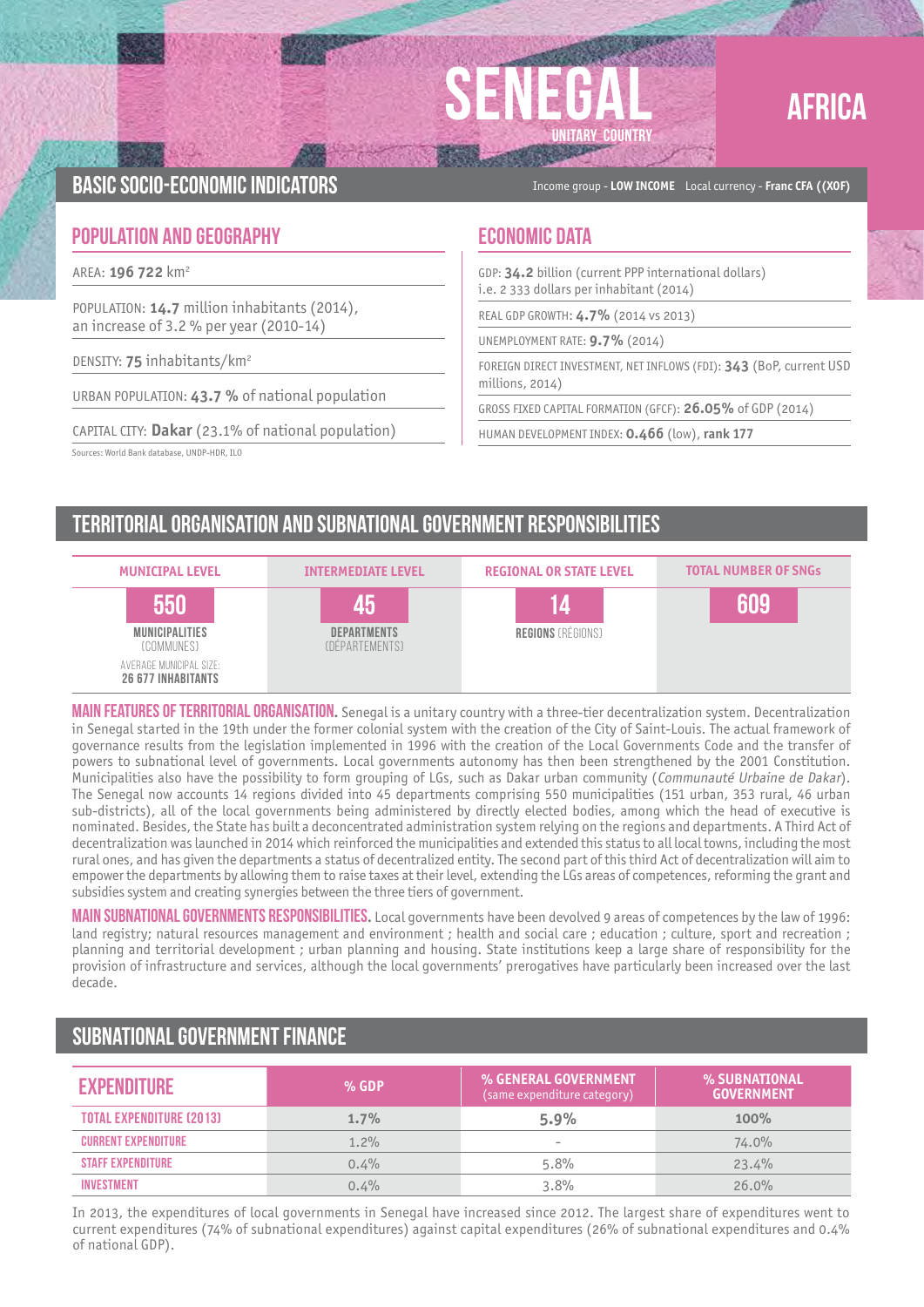# SENEGAL

UNITARY COUNTRY

AFRICA

## BASIC SOCIO-ECONOMIC INDICATORS

Income group - **LOW INCOME** Local currency - **Franc CFA ((XOF)**

### POPULATION AND GEOGRAPHY

AREA: **196 722** km²

POPULATION: **14.7** million inhabitants (2014), an increase of 3.2 % per year (2010-14)

DENSITY: **75** inhabitants/km²

URBAN POPULATION: **43.7 %** of national population

CAPITAL CITY: **Dakar** (23.1% of national population)

Sources: World Bank database, UNDP-HDR, ILO

### ECONOMIC DATA

GDP: **34.2** billion (current PPP international dollars) i.e. 2 333 dollars per inhabitant (2014)

REAL GDP GROWTH: **4.7%** (2014 vs 2013)

UNEMPLOYMENT RATE: **9.7%** (2014)

FOREIGN DIRECT INVESTMENT, NET INFLOWS (FDI): **343** (BoP, current USD millions, 2014)

GROSS FIXED CAPITAL FORMATION (GFCF): **26.05%** of GDP (2014)

HUMAN DEVELOPMENT INDEX: **0.466** (low), **rank 177**

## TERRITORIAL ORGANISATION AND SUBNATIONAL GOVERNMENT RESPONSIBILITIES

| MUNICIPAL LEVEL | INTERMEDIATE LEVEL | REGIONAL OR STATE LEVEL | TOTAL NUMBER OF SNGs |
|---|---|---|---|
| **550** MUNICIPALITIES (COMMUNES) AVERAGE MUNICIPAL SIZE: **26 677 INHABITANTS** | **45** DEPARTMENTS (DÉPARTEMENTS) | **14** REGIONS (RÉGIONS) | **609** |

**MAIN FEATURES OF TERRITORIAL ORGANISATION.** Senegal is a unitary country with a three-tier decentralization system. Decentralization in Senegal started in the 19th under the former colonial system with the creation of the City of Saint-Louis. The actual framework of governance results from the legislation implemented in 1996 with the creation of the Local Governments Code and the transfer of powers to subnational level of governments. Local governments autonomy has then been strengthened by the 2001 Constitution. Municipalities also have the possibility to form grouping of LGs, such as Dakar urban community (*Communauté Urbaine de Dakar*). The Senegal now accounts 14 regions divided into 45 departments comprising 550 municipalities (151 urban, 353 rural, 46 urban sub-districts), all of the local governments being administered by directly elected bodies, among which the head of executive is nominated. Besides, the State has built a deconcentrated administration system relying on the regions and departments. A Third Act of decentralization was launched in 2014 which reinforced the municipalities and extended this status to all local towns, including the most rural ones, and has given the departments a status of decentralized entity. The second part of this third Act of decentralization will aim to empower the departments by allowing them to raise taxes at their level, extending the LGs areas of competences, reforming the grant and subsidies system and creating synergies between the three tiers of government.

**MAIN SUBNATIONAL GOVERNMENTS RESPONSIBILITIES.** Local governments have been devolved 9 areas of competences by the law of 1996: land registry; natural resources management and environment ; health and social care ; education ; culture, sport and recreation ; planning and territorial development ; urban planning and housing. State institutions keep a large share of responsibility for the provision of infrastructure and services, although the local governments' prerogatives have particularly been increased over the last decade.

## SUBNATIONAL GOVERNMENT FINANCE

| EXPENDITURE | % GDP | % GENERAL GOVERNMENT (same expenditure category) | % SUBNATIONAL GOVERNMENT |
|---|---|---|---|
| TOTAL EXPENDITURE (2013) | 1.7% | 5.9% | 100% |
| CURRENT EXPENDITURE | 1.2% | - | 74.0% |
| STAFF EXPENDITURE | 0.4% | 5.8% | 23.4% |
| INVESTMENT | 0.4% | 3.8% | 26.0% |

In 2013, the expenditures of local governments in Senegal have increased since 2012. The largest share of expenditures went to current expenditures (74% of subnational expenditures) against capital expenditures (26% of subnational expenditures and 0.4% of national GDP).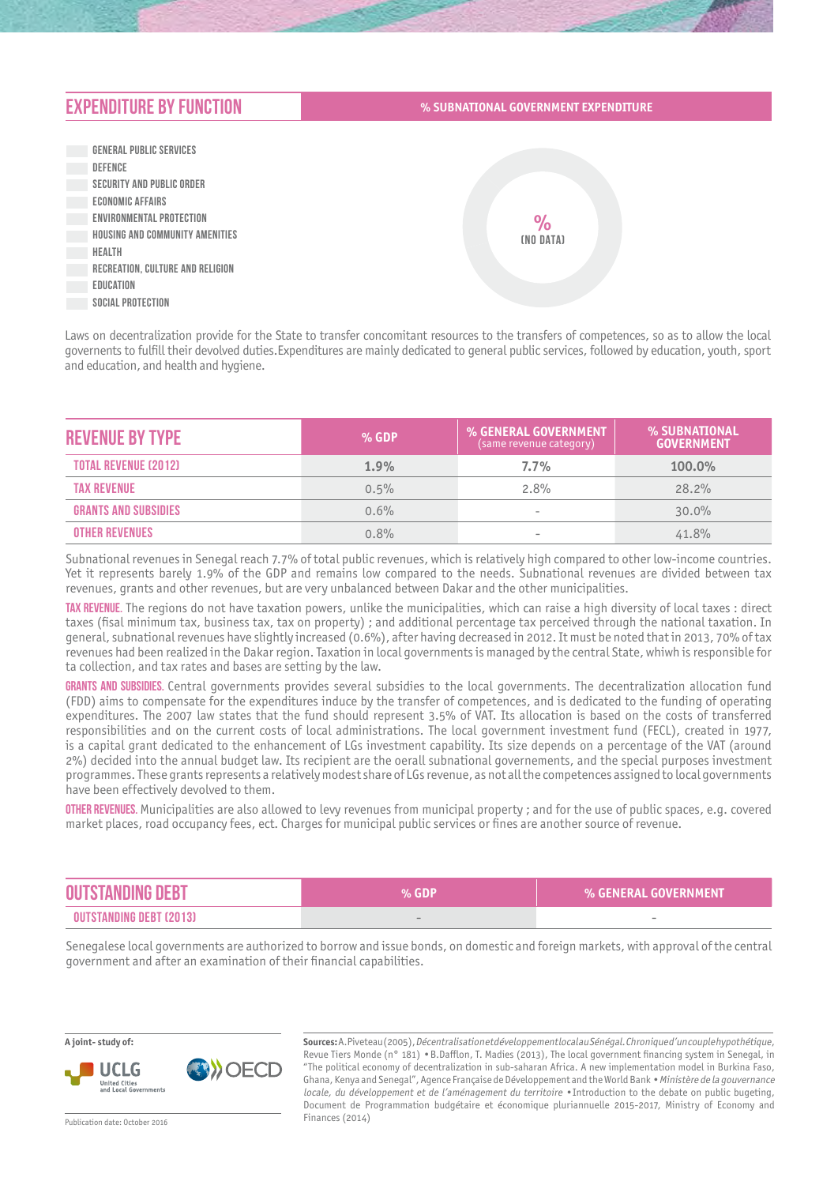## EXPENDITURE BY FUNCTION

% SUBNATIONAL GOVERNMENT EXPENDITURE

GENERAL PUBLIC SERVICES
DEFENCE
SECURITY AND PUBLIC ORDER
ECONOMIC AFFAIRS
ENVIRONMENTAL PROTECTION
HOUSING AND COMMUNITY AMENITIES
HEALTH
RECREATION, CULTURE AND RELIGION
EDUCATION
SOCIAL PROTECTION

%
(NO DATA)

Laws on decentralization provide for the State to transfer concomitant resources to the transfers of competences, so as to allow the local governents to fulfill their devolved duties.Expenditures are mainly dedicated to general public services, followed by education, youth, sport and education, and health and hygiene.

| REVENUE BY TYPE | % GDP | % GENERAL GOVERNMENT (same revenue category) | % SUBNATIONAL GOVERNMENT |
|---|---|---|---|
| TOTAL REVENUE (2012) | 1.9% | 7.7% | 100.0% |
| TAX REVENUE | 0.5% | 2.8% | 28.2% |
| GRANTS AND SUBSIDIES | 0.6% | - | 30.0% |
| OTHER REVENUES | 0.8% | - | 41.8% |

Subnational revenues in Senegal reach 7.7% of total public revenues, which is relatively high compared to other low-income countries. Yet it represents barely 1.9% of the GDP and remains low compared to the needs. Subnational revenues are divided between tax revenues, grants and other revenues, but are very unbalanced between Dakar and the other municipalities.

**TAX REVENUE.** The regions do not have taxation powers, unlike the municipalities, which can raise a high diversity of local taxes : direct taxes (fisal minimum tax, business tax, tax on property) ; and additional percentage tax perceived through the national taxation. In general, subnational revenues have slightly increased (0.6%), after having decreased in 2012. It must be noted that in 2013, 70% of tax revenues had been realized in the Dakar region. Taxation in local governments is managed by the central State, whiwh is responsible for ta collection, and tax rates and bases are setting by the law.

**GRANTS AND SUBSIDIES.** Central governments provides several subsidies to the local governments. The decentralization allocation fund (FDD) aims to compensate for the expenditures induce by the transfer of competences, and is dedicated to the funding of operating expenditures. The 2007 law states that the fund should represent 3.5% of VAT. Its allocation is based on the costs of transferred responsibilities and on the current costs of local administrations. The local government investment fund (FECL), created in 1977, is a capital grant dedicated to the enhancement of LGs investment capability. Its size depends on a percentage of the VAT (around 2%) decided into the annual budget law. Its recipient are the oerall subnational governements, and the special purposes investment programmes. These grants represents a relatively modest share of LGs revenue, as not all the competences assigned to local governments have been effectively devolved to them.

**OTHER REVENUES.** Municipalities are also allowed to levy revenues from municipal property ; and for the use of public spaces, e.g. covered market places, road occupancy fees, ect. Charges for municipal public services or fines are another source of revenue.

| OUTSTANDING DEBT | % GDP | % GENERAL GOVERNMENT |
|---|---|---|
| OUTSTANDING DEBT (2013) | - | - |

Senegalese local governments are authorized to borrow and issue bonds, on domestic and foreign markets, with approval of the central government and after an examination of their financial capabilities.

A joint- study of: UCLG United Cities and Local Governments, OECD

Publication date: October 2016

**Sources:** A. Piveteau (2005), *Décentralisation et développement local au Sénégal. Chronique d'un couple hypothétique*, Revue Tiers Monde (n° 181) • B. Dafflon, T. Madies (2013), The local government financing system in Senegal, in "The political economy of decentralization in sub-saharan Africa. A new implementation model in Burkina Faso, Ghana, Kenya and Senegal", Agence Française de Développement and the World Bank • *Ministère de la gouvernance locale, du développement et de l'aménagement du territoire* • Introduction to the debate on public bugeting, Document de Programmation budgétaire et économique pluriannuelle 2015-2017, Ministry of Economy and Finances (2014)